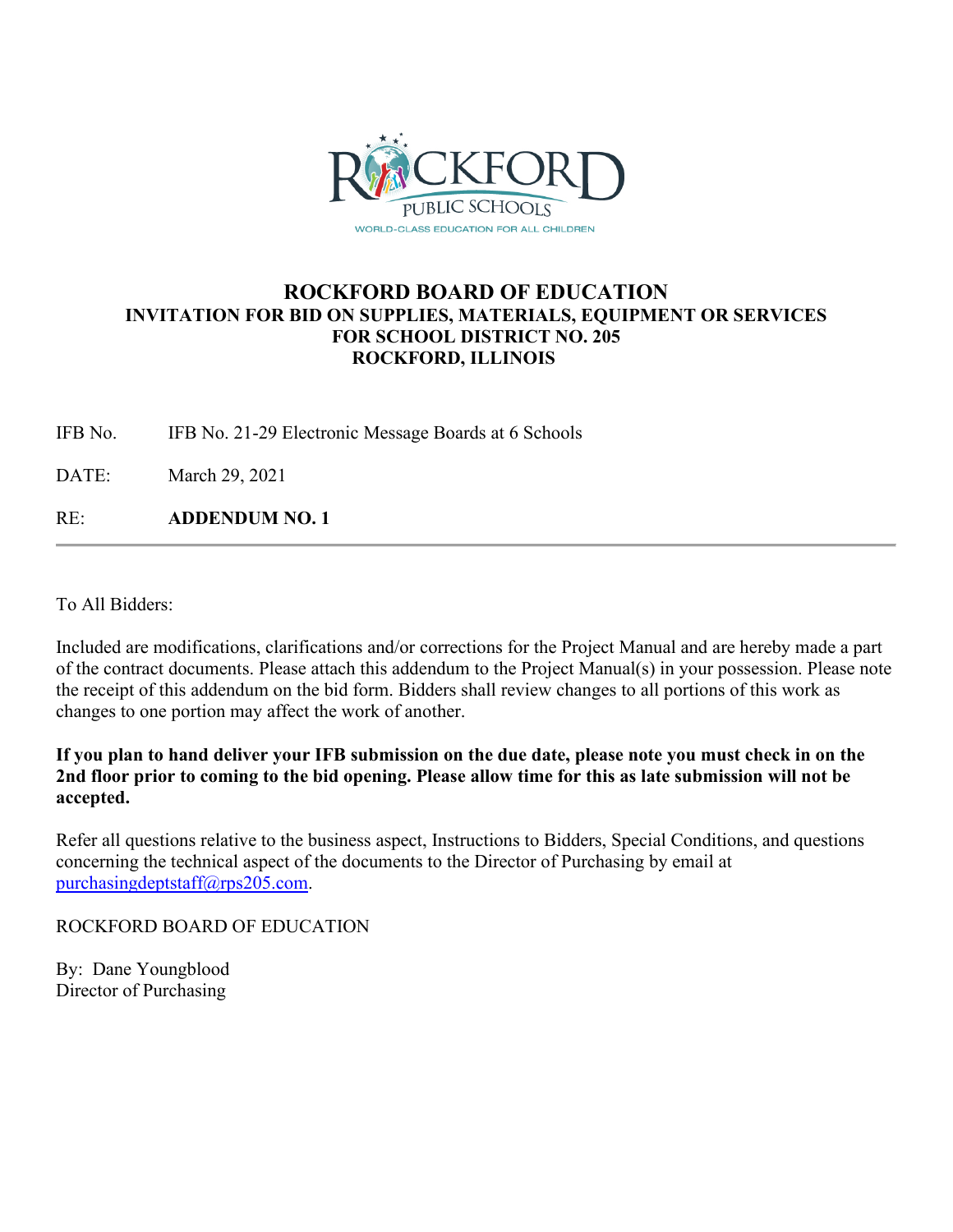# ROCKFORD BOARD OF EDUCATION

## INVITATION FOR BID ON SUPPLIES, MATERIALS, EQUIPMENT OR SERVICES FOR SCHOOL DISTRICT NO. 205 ROCKFORD, ILLINOIS

IFB No. IFB No. 21-29 Electronic Message Boards at 6 Schools

DATE: March 29, 2021

RE: **ADDENDUM NO. 1**

---

To All Bidders:

Included are modifications, clarifications and/or corrections for the Project Manual and are hereby made a part of the contract documents. Please attach this addendum to the Project Manual(s) in your possession. Please note the receipt of this addendum on the bid form. Bidders shall review changes to all portions of this work as changes to one portion may affect the work of another.

**If you plan to hand deliver your IFB submission on the due date, please note you must check in on the 2nd floor prior to coming to the bid opening. Please allow time for this as late submission will not be accepted.**

Refer all questions relative to the business aspect, Instructions to Bidders, Special Conditions, and questions concerning the technical aspect of the documents to the Director of Purchasing by email at purchasingdeptstaff@rps205.com.

ROCKFORD BOARD OF EDUCATION

By: Dane Youngblood
Director of Purchasing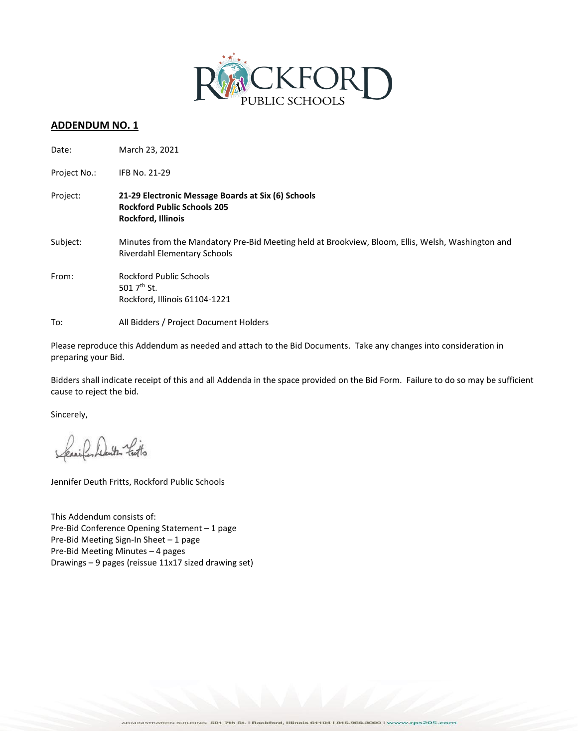## ADDENDUM NO. 1

| | |
|---|---|
| Date: | March 23, 2021 |
| Project No.: | IFB No. 21-29 |
| Project: | **21-29 Electronic Message Boards at Six (6) Schools**<br>**Rockford Public Schools 205**<br>**Rockford, Illinois** |
| Subject: | Minutes from the Mandatory Pre-Bid Meeting held at Brookview, Bloom, Ellis, Welsh, Washington and Riverdahl Elementary Schools |
| From: | Rockford Public Schools<br>501 7th St.<br>Rockford, Illinois 61104-1221 |
| To: | All Bidders / Project Document Holders |

Please reproduce this Addendum as needed and attach to the Bid Documents. Take any changes into consideration in preparing your Bid.

Bidders shall indicate receipt of this and all Addenda in the space provided on the Bid Form. Failure to do so may be sufficient cause to reject the bid.

Sincerely,

Jennifer Deuth Fritts, Rockford Public Schools

This Addendum consists of:
Pre-Bid Conference Opening Statement – 1 page
Pre-Bid Meeting Sign-In Sheet – 1 page
Pre-Bid Meeting Minutes – 4 pages
Drawings – 9 pages (reissue 11x17 sized drawing set)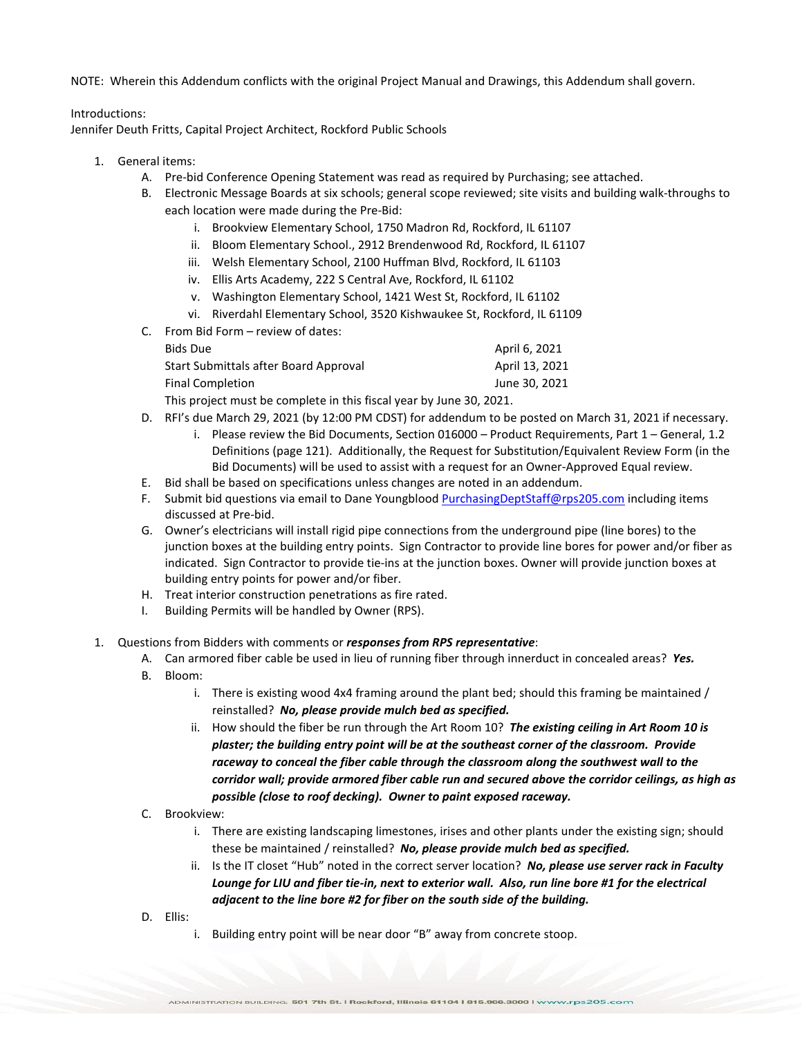NOTE: Wherein this Addendum conflicts with the original Project Manual and Drawings, this Addendum shall govern.

Introductions:
Jennifer Deuth Fritts, Capital Project Architect, Rockford Public Schools

1. General items:
    A. Pre-bid Conference Opening Statement was read as required by Purchasing; see attached.
    B. Electronic Message Boards at six schools; general scope reviewed; site visits and building walk-throughs to each location were made during the Pre-Bid:
        i. Brookview Elementary School, 1750 Madron Rd, Rockford, IL 61107
        ii. Bloom Elementary School., 2912 Brendenwood Rd, Rockford, IL 61107
        iii. Welsh Elementary School, 2100 Huffman Blvd, Rockford, IL 61103
        iv. Ellis Arts Academy, 222 S Central Ave, Rockford, IL 61102
        v. Washington Elementary School, 1421 West St, Rockford, IL 61102
        vi. Riverdahl Elementary School, 3520 Kishwaukee St, Rockford, IL 61109
    C. From Bid Form – review of dates:

| | |
|---|---|
| Bids Due | April 6, 2021 |
| Start Submittals after Board Approval | April 13, 2021 |
| Final Completion | June 30, 2021 |

    This project must be complete in this fiscal year by June 30, 2021.
    D. RFI's due March 29, 2021 (by 12:00 PM CDST) for addendum to be posted on March 31, 2021 if necessary.
        i. Please review the Bid Documents, Section 016000 – Product Requirements, Part 1 – General, 1.2 Definitions (page 121). Additionally, the Request for Substitution/Equivalent Review Form (in the Bid Documents) will be used to assist with a request for an Owner-Approved Equal review.
    E. Bid shall be based on specifications unless changes are noted in an addendum.
    F. Submit bid questions via email to Dane Youngblood PurchasingDeptStaff@rps205.com including items discussed at Pre-bid.
    G. Owner's electricians will install rigid pipe connections from the underground pipe (line bores) to the junction boxes at the building entry points. Sign Contractor to provide line bores for power and/or fiber as indicated. Sign Contractor to provide tie-ins at the junction boxes. Owner will provide junction boxes at building entry points for power and/or fiber.
    H. Treat interior construction penetrations as fire rated.
    I. Building Permits will be handled by Owner (RPS).

1. Questions from Bidders with comments or ***responses from RPS representative***:
    A. Can armored fiber cable be used in lieu of running fiber through innerduct in concealed areas? ***Yes.***
    B. Bloom:
        i. There is existing wood 4x4 framing around the plant bed; should this framing be maintained / reinstalled? ***No, please provide mulch bed as specified.***
        ii. How should the fiber be run through the Art Room 10? ***The existing ceiling in Art Room 10 is plaster; the building entry point will be at the southeast corner of the classroom. Provide raceway to conceal the fiber cable through the classroom along the southwest wall to the corridor wall; provide armored fiber cable run and secured above the corridor ceilings, as high as possible (close to roof decking). Owner to paint exposed raceway.***
    C. Brookview:
        i. There are existing landscaping limestones, irises and other plants under the existing sign; should these be maintained / reinstalled? ***No, please provide mulch bed as specified.***
        ii. Is the IT closet "Hub" noted in the correct server location? ***No, please use server rack in Faculty Lounge for LIU and fiber tie-in, next to exterior wall. Also, run line bore #1 for the electrical adjacent to the line bore #2 for fiber on the south side of the building.***
    D. Ellis:
        i. Building entry point will be near door "B" away from concrete stoop.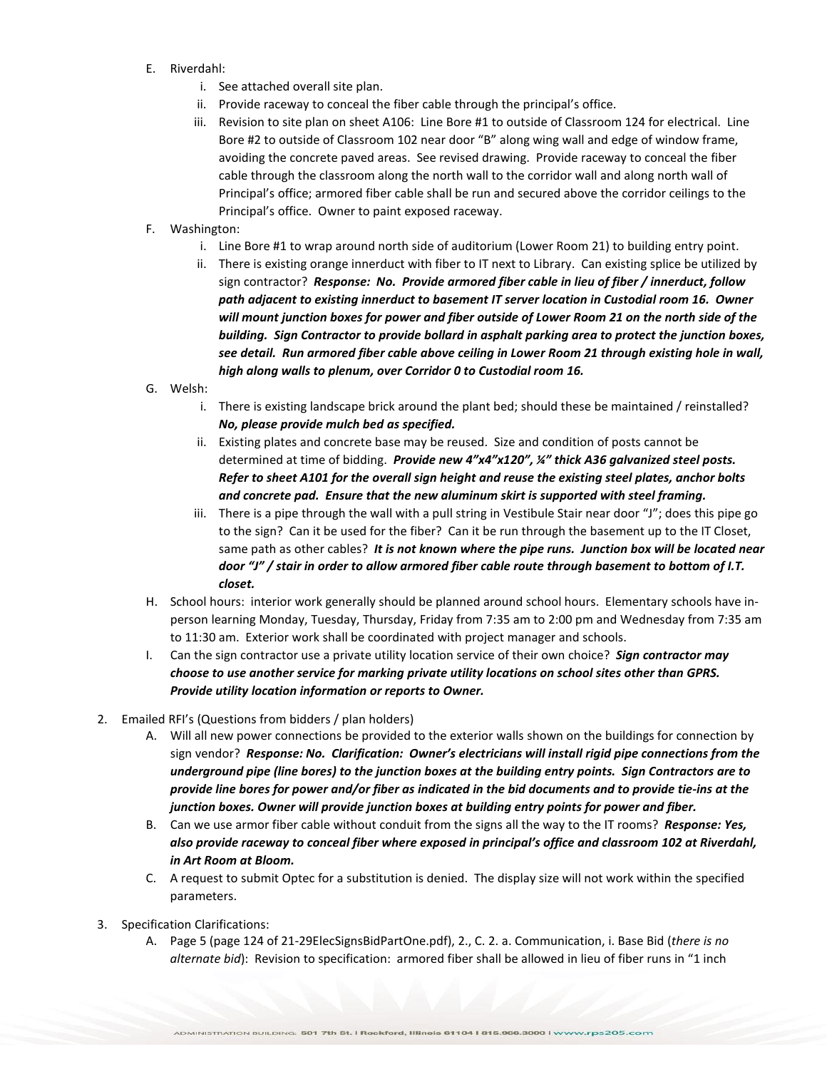E. Riverdahl:
   i. See attached overall site plan.
   ii. Provide raceway to conceal the fiber cable through the principal's office.
   iii. Revision to site plan on sheet A106: Line Bore #1 to outside of Classroom 124 for electrical. Line Bore #2 to outside of Classroom 102 near door "B" along wing wall and edge of window frame, avoiding the concrete paved areas. See revised drawing. Provide raceway to conceal the fiber cable through the classroom along the north wall to the corridor wall and along north wall of Principal's office; armored fiber cable shall be run and secured above the corridor ceilings to the Principal's office. Owner to paint exposed raceway.

F. Washington:
   i. Line Bore #1 to wrap around north side of auditorium (Lower Room 21) to building entry point.
   ii. There is existing orange innerduct with fiber to IT next to Library. Can existing splice be utilized by sign contractor? ***Response: No. Provide armored fiber cable in lieu of fiber / innerduct, follow path adjacent to existing innerduct to basement IT server location in Custodial room 16. Owner will mount junction boxes for power and fiber outside of Lower Room 21 on the north side of the building. Sign Contractor to provide bollard in asphalt parking area to protect the junction boxes, see detail. Run armored fiber cable above ceiling in Lower Room 21 through existing hole in wall, high along walls to plenum, over Corridor 0 to Custodial room 16.***

G. Welsh:
   i. There is existing landscape brick around the plant bed; should these be maintained / reinstalled? ***No, please provide mulch bed as specified.***
   ii. Existing plates and concrete base may be reused. Size and condition of posts cannot be determined at time of bidding. ***Provide new 4"x4"x120", ¼" thick A36 galvanized steel posts. Refer to sheet A101 for the overall sign height and reuse the existing steel plates, anchor bolts and concrete pad. Ensure that the new aluminum skirt is supported with steel framing.***
   iii. There is a pipe through the wall with a pull string in Vestibule Stair near door "J"; does this pipe go to the sign? Can it be used for the fiber? Can it be run through the basement up to the IT Closet, same path as other cables? ***It is not known where the pipe runs. Junction box will be located near door "J" / stair in order to allow armored fiber cable route through basement to bottom of I.T. closet.***

H. School hours: interior work generally should be planned around school hours. Elementary schools have in-person learning Monday, Tuesday, Thursday, Friday from 7:35 am to 2:00 pm and Wednesday from 7:35 am to 11:30 am. Exterior work shall be coordinated with project manager and schools.

I. Can the sign contractor use a private utility location service of their own choice? ***Sign contractor may choose to use another service for marking private utility locations on school sites other than GPRS. Provide utility location information or reports to Owner.***

2. Emailed RFI's (Questions from bidders / plan holders)
   A. Will all new power connections be provided to the exterior walls shown on the buildings for connection by sign vendor? ***Response: No. Clarification: Owner's electricians will install rigid pipe connections from the underground pipe (line bores) to the junction boxes at the building entry points. Sign Contractors are to provide line bores for power and/or fiber as indicated in the bid documents and to provide tie-ins at the junction boxes. Owner will provide junction boxes at building entry points for power and fiber.***
   B. Can we use armor fiber cable without conduit from the signs all the way to the IT rooms? ***Response: Yes, also provide raceway to conceal fiber where exposed in principal's office and classroom 102 at Riverdahl, in Art Room at Bloom.***
   C. A request to submit Optec for a substitution is denied. The display size will not work within the specified parameters.

3. Specification Clarifications:
   A. Page 5 (page 124 of 21-29ElecSignsBidPartOne.pdf), 2., C. 2. a. Communication, i. Base Bid (*there is no alternate bid*): Revision to specification: armored fiber shall be allowed in lieu of fiber runs in "1 inch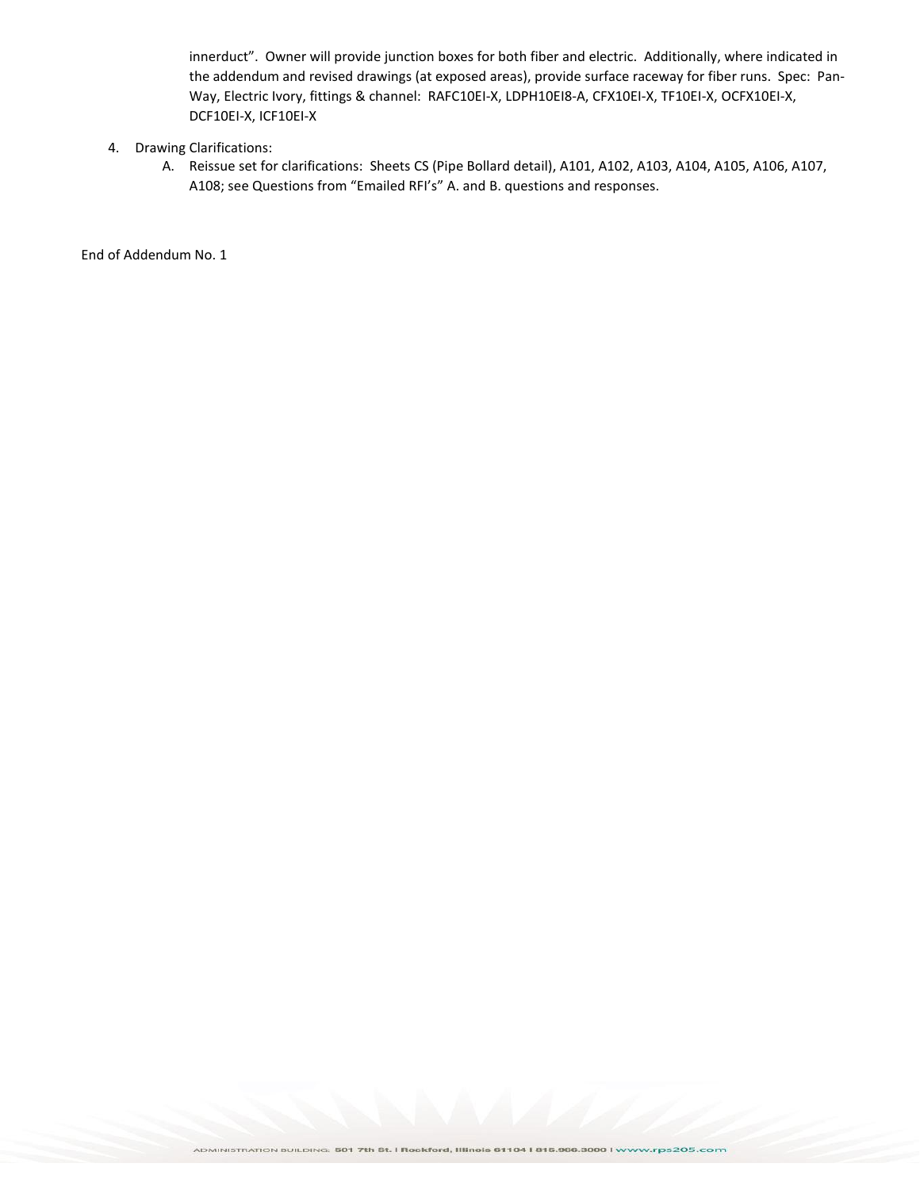innerduct". Owner will provide junction boxes for both fiber and electric. Additionally, where indicated in the addendum and revised drawings (at exposed areas), provide surface raceway for fiber runs. Spec: Pan-Way, Electric Ivory, fittings & channel: RAFC10EI-X, LDPH10EI8-A, CFX10EI-X, TF10EI-X, OCFX10EI-X, DCF10EI-X, ICF10EI-X

4. Drawing Clarifications:
   A. Reissue set for clarifications: Sheets CS (Pipe Bollard detail), A101, A102, A103, A104, A105, A106, A107, A108; see Questions from "Emailed RFI's" A. and B. questions and responses.

End of Addendum No. 1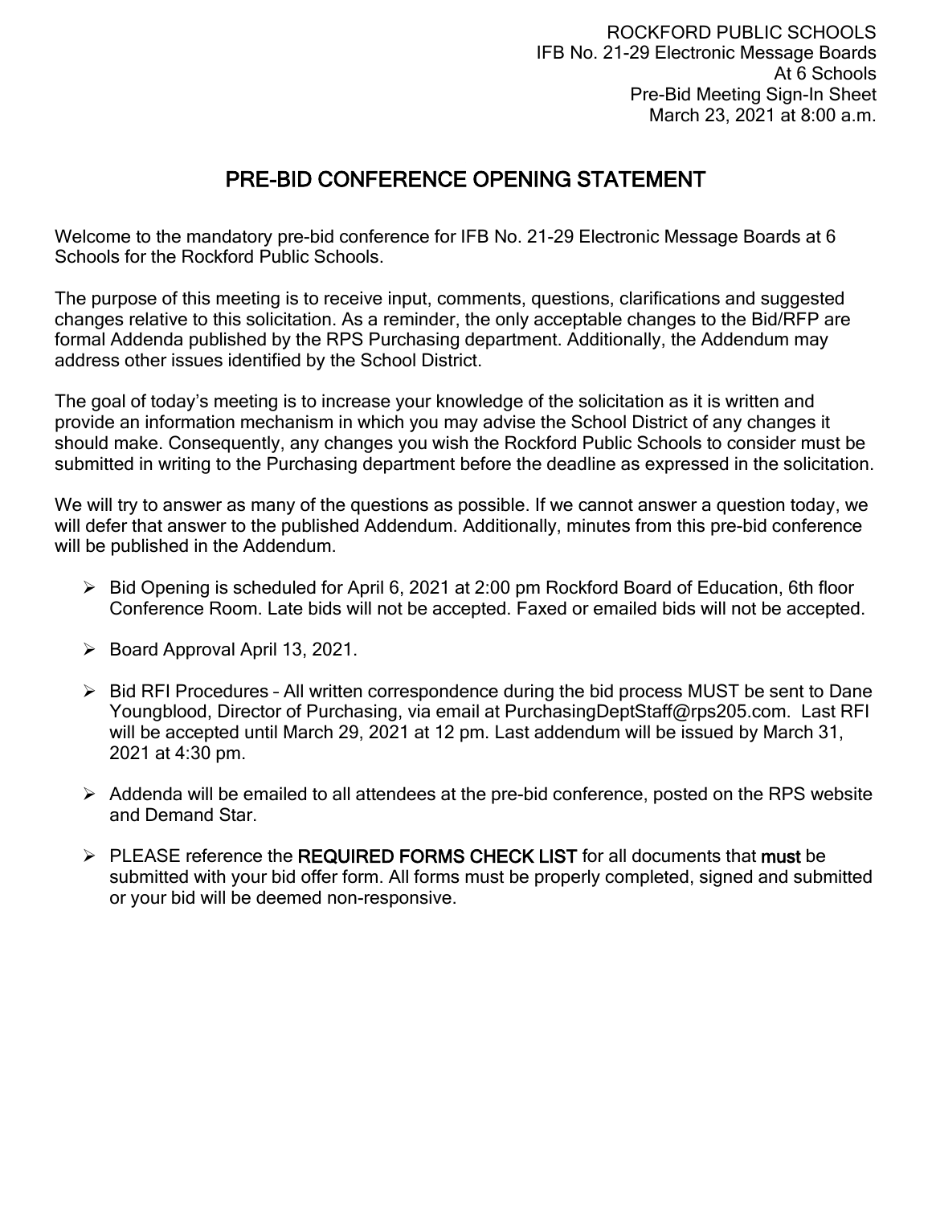ROCKFORD PUBLIC SCHOOLS
IFB No. 21-29 Electronic Message Boards
At 6 Schools
Pre-Bid Meeting Sign-In Sheet
March 23, 2021 at 8:00 a.m.

# PRE-BID CONFERENCE OPENING STATEMENT

Welcome to the mandatory pre-bid conference for IFB No. 21-29 Electronic Message Boards at 6 Schools for the Rockford Public Schools.

The purpose of this meeting is to receive input, comments, questions, clarifications and suggested changes relative to this solicitation. As a reminder, the only acceptable changes to the Bid/RFP are formal Addenda published by the RPS Purchasing department. Additionally, the Addendum may address other issues identified by the School District.

The goal of today's meeting is to increase your knowledge of the solicitation as it is written and provide an information mechanism in which you may advise the School District of any changes it should make. Consequently, any changes you wish the Rockford Public Schools to consider must be submitted in writing to the Purchasing department before the deadline as expressed in the solicitation.

We will try to answer as many of the questions as possible. If we cannot answer a question today, we will defer that answer to the published Addendum. Additionally, minutes from this pre-bid conference will be published in the Addendum.

- Bid Opening is scheduled for April 6, 2021 at 2:00 pm Rockford Board of Education, 6th floor Conference Room. Late bids will not be accepted. Faxed or emailed bids will not be accepted.
- Board Approval April 13, 2021.
- Bid RFI Procedures – All written correspondence during the bid process MUST be sent to Dane Youngblood, Director of Purchasing, via email at PurchasingDeptStaff@rps205.com. Last RFI will be accepted until March 29, 2021 at 12 pm. Last addendum will be issued by March 31, 2021 at 4:30 pm.
- Addenda will be emailed to all attendees at the pre-bid conference, posted on the RPS website and Demand Star.
- PLEASE reference the **REQUIRED FORMS CHECK LIST** for all documents that **must** be submitted with your bid offer form. All forms must be properly completed, signed and submitted or your bid will be deemed non-responsive.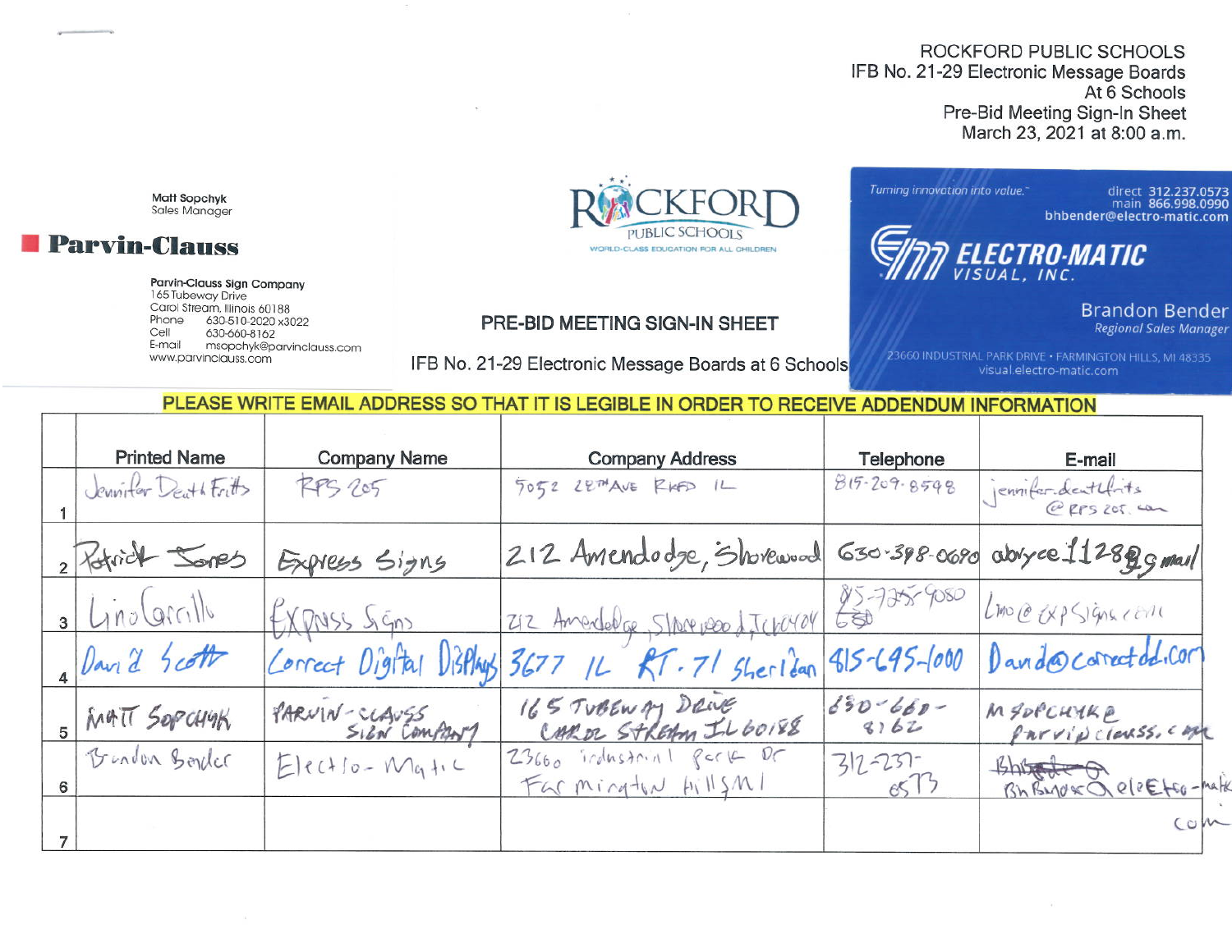ROCKFORD PUBLIC SCHOOLS
IFB No. 21-29 Electronic Message Boards
At 6 Schools
Pre-Bid Meeting Sign-In Sheet
March 23, 2021 at 8:00 a.m.

Matt Sopchyk
Sales Manager

**Parvin-Clauss**

**Parvin-Clauss Sign Company**
165 Tubeway Drive
Carol Stream, Illinois 60188
Phone 630-510-2020 x3022
Cell 630-660-8162
E-mail msopchyk@parvinclauss.com
www.parvinclauss.com

ROCKFORD PUBLIC SCHOOLS
WORLD-CLASS EDUCATION FOR ALL CHILDREN

*Turning innovation into value.™*
direct 312.237.0573
main 866.998.0990
bhbender@electro-matic.com
ELECTRO-MATIC VISUAL, INC.
Brandon Bender
*Regional Sales Manager*
23660 INDUSTRIAL PARK DRIVE • FARMINGTON HILLS, MI 48335
visual.electro-matic.com

## PRE-BID MEETING SIGN-IN SHEET

IFB No. 21-29 Electronic Message Boards at 6 Schools

**PLEASE WRITE EMAIL ADDRESS SO THAT IT IS LEGIBLE IN ORDER TO RECEIVE ADDENDUM INFORMATION**

| | Printed Name | Company Name | Company Address | Telephone | E-mail |
|---|---|---|---|---|---|
| 1 | Jennifer Death Fritts | RPS 205 | 5052 28TH AVE RKFD IL | 815-209-8598 | jennifer.deathfrits @rps205.com |
| 2 | Patrick Jones | Express Signs | 212 Amendodge, Shorewood | 630-398-0690 | abryce1128@gmail |
| 3 | Lino Carrillo | Express Signs | 212 Amendodge, Shorewood, IL 60404 | 815-725-9080 | Lino@expsigns.com |
| 4 | David Scott | Correct Digital Displays | 3677 IL RT. 71 Sheridan | 815-695-1000 | David@correctdd.com |
| 5 | MATT SOPCHYK | PARVIN-CLAUSS SIGN COMPANY | 165 TUBEWAY DRIVE CAROL STREAM IL 60188 | 630-660-8162 | MSOPCHYK@PARVINCLAUSS.COM |
| 6 | Brandon Bender | Electro-Matic | 23660 industrial park Dr Farmington Hills MI | 312-237-0573 | BhBender@electro-matic.com |
| 7 | | | | | |